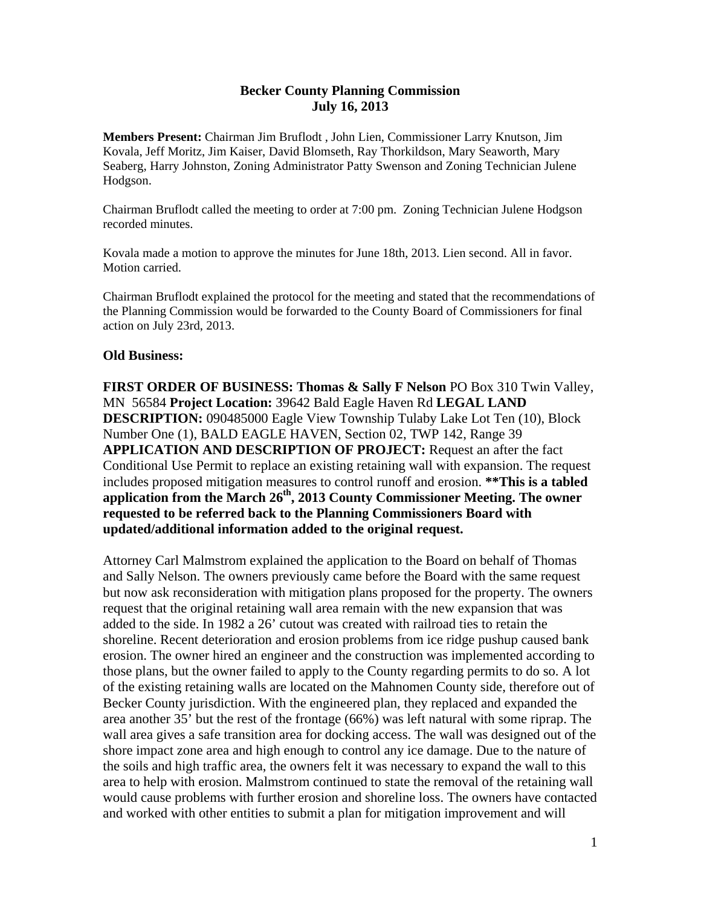# Becker County Planning Commission
## July 16, 2013

**Members Present:** Chairman Jim Bruflodt , John Lien, Commissioner Larry Knutson, Jim Kovala, Jeff Moritz, Jim Kaiser, David Blomseth, Ray Thorkildson, Mary Seaworth, Mary Seaberg, Harry Johnston, Zoning Administrator Patty Swenson and Zoning Technician Julene Hodgson.

Chairman Bruflodt called the meeting to order at 7:00 pm. Zoning Technician Julene Hodgson recorded minutes.

Kovala made a motion to approve the minutes for June 18th, 2013. Lien second. All in favor. Motion carried.

Chairman Bruflodt explained the protocol for the meeting and stated that the recommendations of the Planning Commission would be forwarded to the County Board of Commissioners for final action on July 23rd, 2013.

### Old Business:

**FIRST ORDER OF BUSINESS: Thomas & Sally F Nelson** PO Box 310 Twin Valley, MN 56584 **Project Location:** 39642 Bald Eagle Haven Rd **LEGAL LAND DESCRIPTION:** 090485000 Eagle View Township Tulaby Lake Lot Ten (10), Block Number One (1), BALD EAGLE HAVEN, Section 02, TWP 142, Range 39 **APPLICATION AND DESCRIPTION OF PROJECT:** Request an after the fact Conditional Use Permit to replace an existing retaining wall with expansion. The request includes proposed mitigation measures to control runoff and erosion. **\*\*This is a tabled application from the March 26th, 2013 County Commissioner Meeting. The owner requested to be referred back to the Planning Commissioners Board with updated/additional information added to the original request.**

Attorney Carl Malmstrom explained the application to the Board on behalf of Thomas and Sally Nelson. The owners previously came before the Board with the same request but now ask reconsideration with mitigation plans proposed for the property. The owners request that the original retaining wall area remain with the new expansion that was added to the side. In 1982 a 26' cutout was created with railroad ties to retain the shoreline. Recent deterioration and erosion problems from ice ridge pushup caused bank erosion. The owner hired an engineer and the construction was implemented according to those plans, but the owner failed to apply to the County regarding permits to do so. A lot of the existing retaining walls are located on the Mahnomen County side, therefore out of Becker County jurisdiction. With the engineered plan, they replaced and expanded the area another 35' but the rest of the frontage (66%) was left natural with some riprap. The wall area gives a safe transition area for docking access. The wall was designed out of the shore impact zone area and high enough to control any ice damage. Due to the nature of the soils and high traffic area, the owners felt it was necessary to expand the wall to this area to help with erosion. Malmstrom continued to state the removal of the retaining wall would cause problems with further erosion and shoreline loss. The owners have contacted and worked with other entities to submit a plan for mitigation improvement and will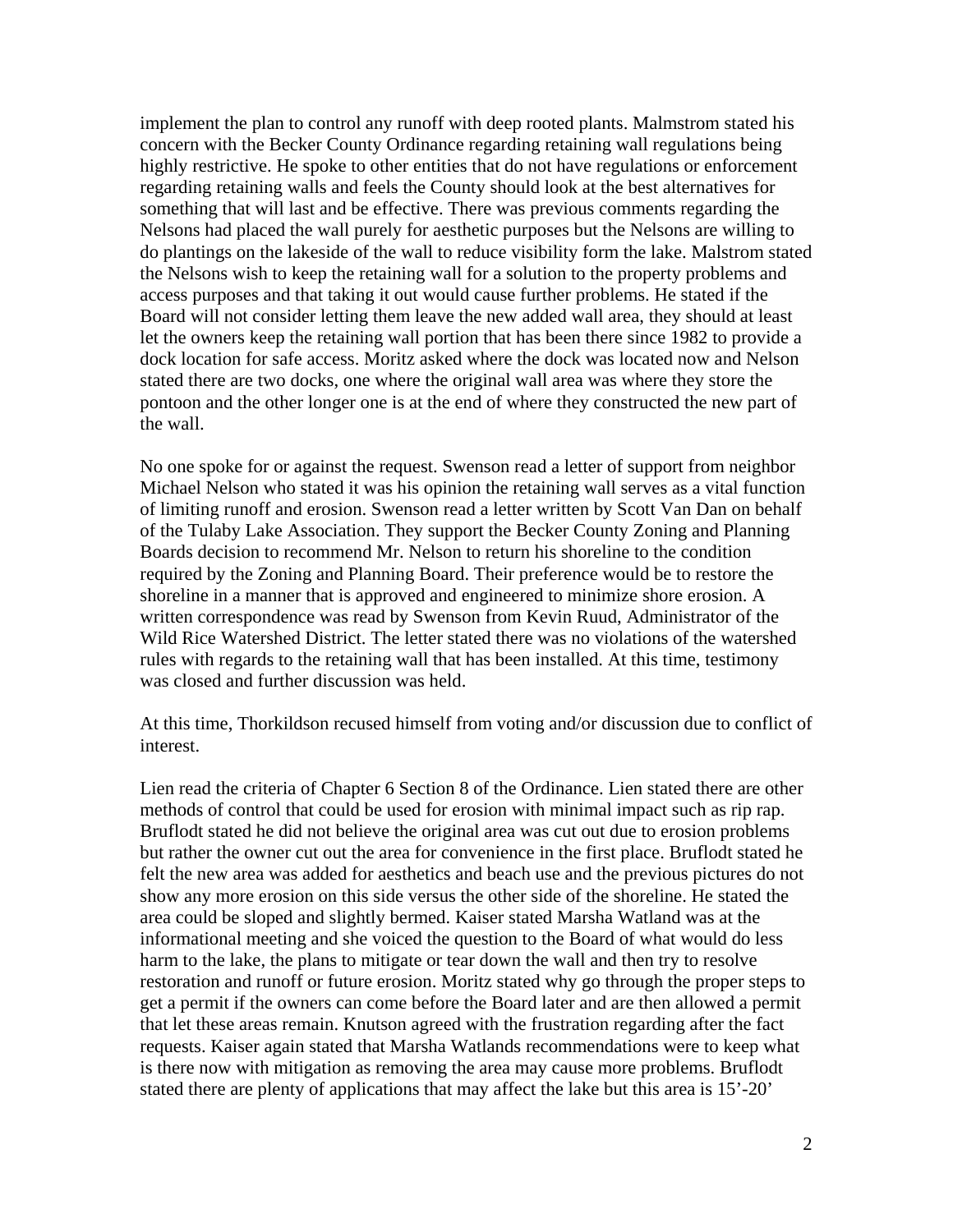implement the plan to control any runoff with deep rooted plants. Malmstrom stated his concern with the Becker County Ordinance regarding retaining wall regulations being highly restrictive. He spoke to other entities that do not have regulations or enforcement regarding retaining walls and feels the County should look at the best alternatives for something that will last and be effective. There was previous comments regarding the Nelsons had placed the wall purely for aesthetic purposes but the Nelsons are willing to do plantings on the lakeside of the wall to reduce visibility form the lake. Malstrom stated the Nelsons wish to keep the retaining wall for a solution to the property problems and access purposes and that taking it out would cause further problems. He stated if the Board will not consider letting them leave the new added wall area, they should at least let the owners keep the retaining wall portion that has been there since 1982 to provide a dock location for safe access. Moritz asked where the dock was located now and Nelson stated there are two docks, one where the original wall area was where they store the pontoon and the other longer one is at the end of where they constructed the new part of the wall.

No one spoke for or against the request. Swenson read a letter of support from neighbor Michael Nelson who stated it was his opinion the retaining wall serves as a vital function of limiting runoff and erosion. Swenson read a letter written by Scott Van Dan on behalf of the Tulaby Lake Association. They support the Becker County Zoning and Planning Boards decision to recommend Mr. Nelson to return his shoreline to the condition required by the Zoning and Planning Board. Their preference would be to restore the shoreline in a manner that is approved and engineered to minimize shore erosion. A written correspondence was read by Swenson from Kevin Ruud, Administrator of the Wild Rice Watershed District. The letter stated there was no violations of the watershed rules with regards to the retaining wall that has been installed. At this time, testimony was closed and further discussion was held.

At this time, Thorkildson recused himself from voting and/or discussion due to conflict of interest.

Lien read the criteria of Chapter 6 Section 8 of the Ordinance. Lien stated there are other methods of control that could be used for erosion with minimal impact such as rip rap. Bruflodt stated he did not believe the original area was cut out due to erosion problems but rather the owner cut out the area for convenience in the first place. Bruflodt stated he felt the new area was added for aesthetics and beach use and the previous pictures do not show any more erosion on this side versus the other side of the shoreline. He stated the area could be sloped and slightly bermed. Kaiser stated Marsha Watland was at the informational meeting and she voiced the question to the Board of what would do less harm to the lake, the plans to mitigate or tear down the wall and then try to resolve restoration and runoff or future erosion. Moritz stated why go through the proper steps to get a permit if the owners can come before the Board later and are then allowed a permit that let these areas remain. Knutson agreed with the frustration regarding after the fact requests. Kaiser again stated that Marsha Watlands recommendations were to keep what is there now with mitigation as removing the area may cause more problems. Bruflodt stated there are plenty of applications that may affect the lake but this area is 15'-20'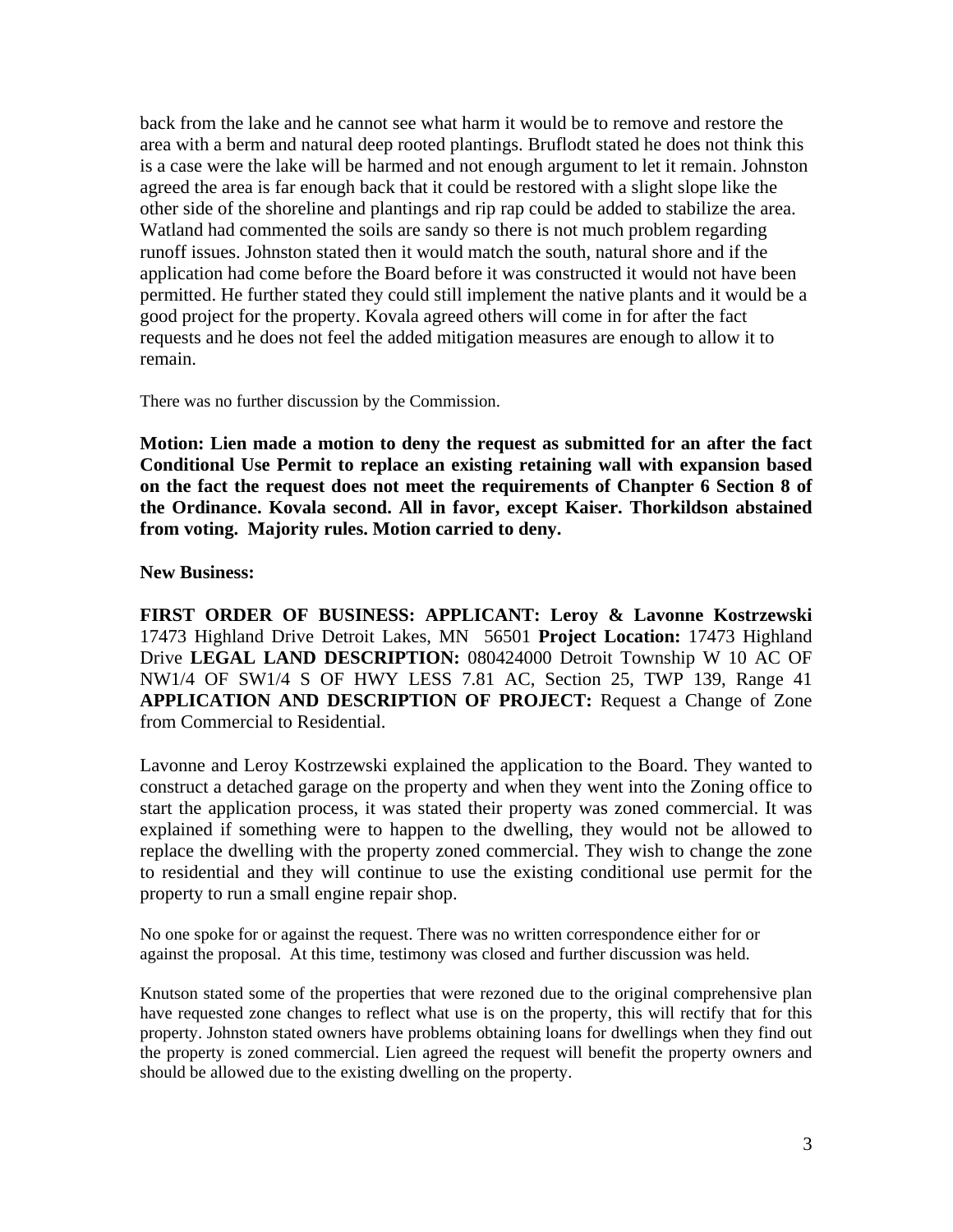back from the lake and he cannot see what harm it would be to remove and restore the area with a berm and natural deep rooted plantings. Bruflodt stated he does not think this is a case were the lake will be harmed and not enough argument to let it remain. Johnston agreed the area is far enough back that it could be restored with a slight slope like the other side of the shoreline and plantings and rip rap could be added to stabilize the area. Watland had commented the soils are sandy so there is not much problem regarding runoff issues. Johnston stated then it would match the south, natural shore and if the application had come before the Board before it was constructed it would not have been permitted. He further stated they could still implement the native plants and it would be a good project for the property. Kovala agreed others will come in for after the fact requests and he does not feel the added mitigation measures are enough to allow it to remain.

There was no further discussion by the Commission.

**Motion: Lien made a motion to deny the request as submitted for an after the fact Conditional Use Permit to replace an existing retaining wall with expansion based on the fact the request does not meet the requirements of Chanpter 6 Section 8 of the Ordinance. Kovala second. All in favor, except Kaiser. Thorkildson abstained from voting. Majority rules. Motion carried to deny.**

**New Business:**

**FIRST ORDER OF BUSINESS: APPLICANT: Leroy & Lavonne Kostrzewski** 17473 Highland Drive Detroit Lakes, MN 56501 **Project Location:** 17473 Highland Drive **LEGAL LAND DESCRIPTION:** 080424000 Detroit Township W 10 AC OF NW1/4 OF SW1/4 S OF HWY LESS 7.81 AC, Section 25, TWP 139, Range 41 **APPLICATION AND DESCRIPTION OF PROJECT:** Request a Change of Zone from Commercial to Residential.

Lavonne and Leroy Kostrzewski explained the application to the Board. They wanted to construct a detached garage on the property and when they went into the Zoning office to start the application process, it was stated their property was zoned commercial. It was explained if something were to happen to the dwelling, they would not be allowed to replace the dwelling with the property zoned commercial. They wish to change the zone to residential and they will continue to use the existing conditional use permit for the property to run a small engine repair shop.

No one spoke for or against the request. There was no written correspondence either for or against the proposal. At this time, testimony was closed and further discussion was held.

Knutson stated some of the properties that were rezoned due to the original comprehensive plan have requested zone changes to reflect what use is on the property, this will rectify that for this property. Johnston stated owners have problems obtaining loans for dwellings when they find out the property is zoned commercial. Lien agreed the request will benefit the property owners and should be allowed due to the existing dwelling on the property.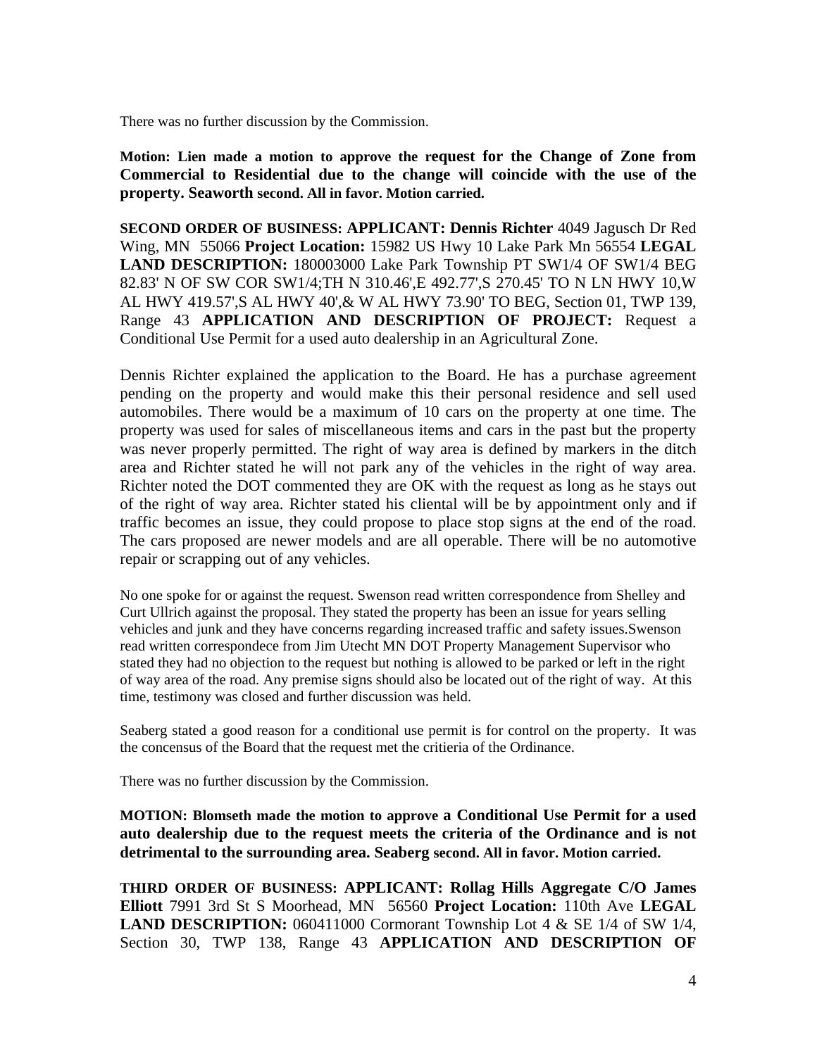There was no further discussion by the Commission.

**Motion: Lien made a motion to approve the request for the Change of Zone from Commercial to Residential due to the change will coincide with the use of the property. Seaworth second. All in favor. Motion carried.**

**SECOND ORDER OF BUSINESS: APPLICANT: Dennis Richter** 4049 Jagusch Dr Red Wing, MN 55066 **Project Location:** 15982 US Hwy 10 Lake Park Mn 56554 **LEGAL LAND DESCRIPTION:** 180003000 Lake Park Township PT SW1/4 OF SW1/4 BEG 82.83' N OF SW COR SW1/4;TH N 310.46',E 492.77',S 270.45' TO N LN HWY 10,W AL HWY 419.57',S AL HWY 40',& W AL HWY 73.90' TO BEG, Section 01, TWP 139, Range 43 **APPLICATION AND DESCRIPTION OF PROJECT:** Request a Conditional Use Permit for a used auto dealership in an Agricultural Zone.

Dennis Richter explained the application to the Board. He has a purchase agreement pending on the property and would make this their personal residence and sell used automobiles. There would be a maximum of 10 cars on the property at one time. The property was used for sales of miscellaneous items and cars in the past but the property was never properly permitted. The right of way area is defined by markers in the ditch area and Richter stated he will not park any of the vehicles in the right of way area. Richter noted the DOT commented they are OK with the request as long as he stays out of the right of way area. Richter stated his cliental will be by appointment only and if traffic becomes an issue, they could propose to place stop signs at the end of the road. The cars proposed are newer models and are all operable. There will be no automotive repair or scrapping out of any vehicles.

No one spoke for or against the request. Swenson read written correspondence from Shelley and Curt Ullrich against the proposal. They stated the property has been an issue for years selling vehicles and junk and they have concerns regarding increased traffic and safety issues.Swenson read written correspondece from Jim Utecht MN DOT Property Management Supervisor who stated they had no objection to the request but nothing is allowed to be parked or left in the right of way area of the road. Any premise signs should also be located out of the right of way. At this time, testimony was closed and further discussion was held.

Seaberg stated a good reason for a conditional use permit is for control on the property. It was the concensus of the Board that the request met the critieria of the Ordinance.

There was no further discussion by the Commission.

**MOTION: Blomseth made the motion to approve a Conditional Use Permit for a used auto dealership due to the request meets the criteria of the Ordinance and is not detrimental to the surrounding area. Seaberg second. All in favor. Motion carried.**

**THIRD ORDER OF BUSINESS: APPLICANT: Rollag Hills Aggregate C/O James Elliott** 7991 3rd St S Moorhead, MN 56560 **Project Location:** 110th Ave **LEGAL LAND DESCRIPTION:** 060411000 Cormorant Township Lot 4 & SE 1/4 of SW 1/4, Section 30, TWP 138, Range 43 **APPLICATION AND DESCRIPTION OF**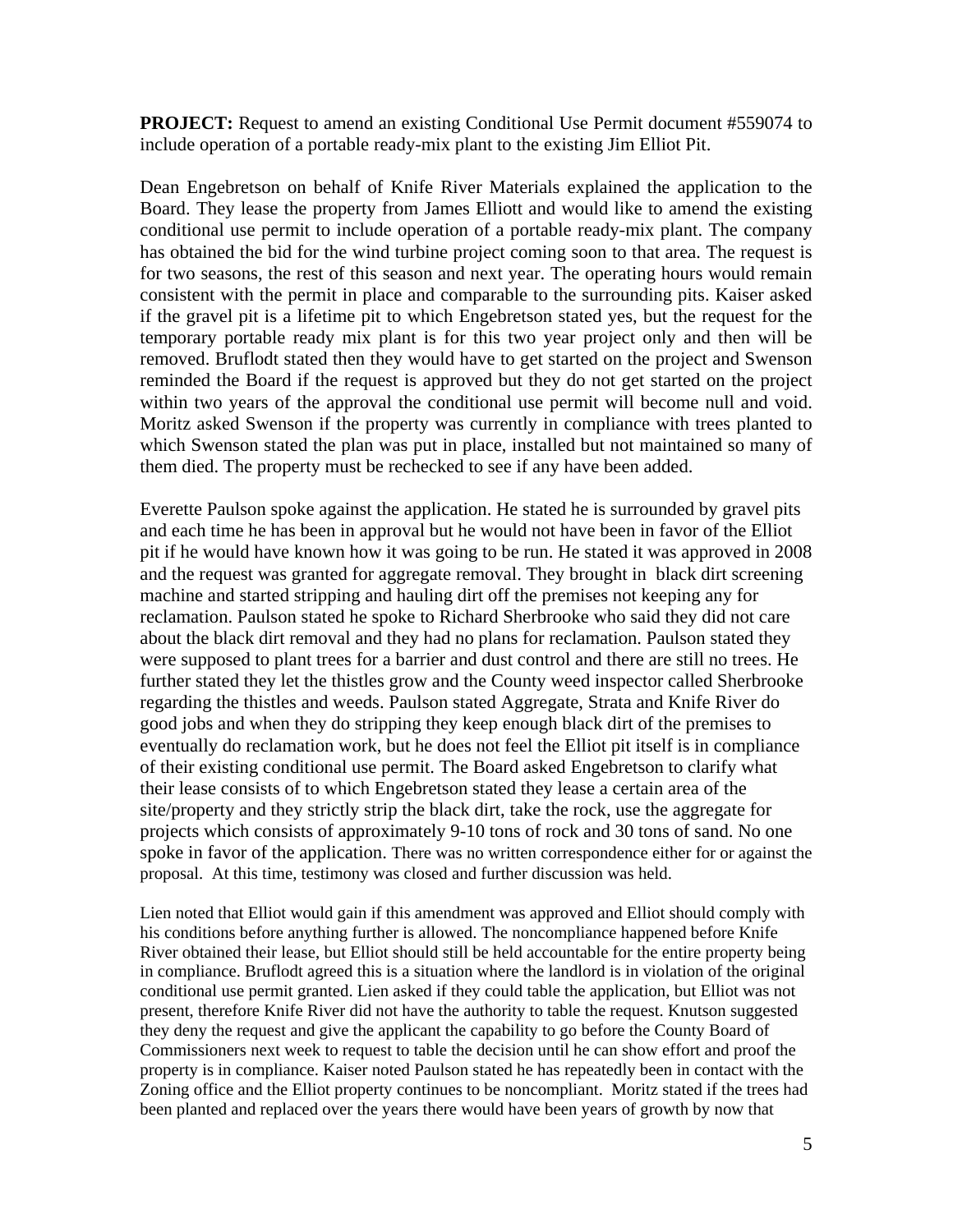**PROJECT:** Request to amend an existing Conditional Use Permit document #559074 to include operation of a portable ready-mix plant to the existing Jim Elliot Pit.

Dean Engebretson on behalf of Knife River Materials explained the application to the Board. They lease the property from James Elliott and would like to amend the existing conditional use permit to include operation of a portable ready-mix plant. The company has obtained the bid for the wind turbine project coming soon to that area. The request is for two seasons, the rest of this season and next year. The operating hours would remain consistent with the permit in place and comparable to the surrounding pits. Kaiser asked if the gravel pit is a lifetime pit to which Engebretson stated yes, but the request for the temporary portable ready mix plant is for this two year project only and then will be removed. Bruflodt stated then they would have to get started on the project and Swenson reminded the Board if the request is approved but they do not get started on the project within two years of the approval the conditional use permit will become null and void. Moritz asked Swenson if the property was currently in compliance with trees planted to which Swenson stated the plan was put in place, installed but not maintained so many of them died. The property must be rechecked to see if any have been added.

Everette Paulson spoke against the application. He stated he is surrounded by gravel pits and each time he has been in approval but he would not have been in favor of the Elliot pit if he would have known how it was going to be run. He stated it was approved in 2008 and the request was granted for aggregate removal. They brought in black dirt screening machine and started stripping and hauling dirt off the premises not keeping any for reclamation. Paulson stated he spoke to Richard Sherbrooke who said they did not care about the black dirt removal and they had no plans for reclamation. Paulson stated they were supposed to plant trees for a barrier and dust control and there are still no trees. He further stated they let the thistles grow and the County weed inspector called Sherbrooke regarding the thistles and weeds. Paulson stated Aggregate, Strata and Knife River do good jobs and when they do stripping they keep enough black dirt of the premises to eventually do reclamation work, but he does not feel the Elliot pit itself is in compliance of their existing conditional use permit. The Board asked Engebretson to clarify what their lease consists of to which Engebretson stated they lease a certain area of the site/property and they strictly strip the black dirt, take the rock, use the aggregate for projects which consists of approximately 9-10 tons of rock and 30 tons of sand. No one spoke in favor of the application. There was no written correspondence either for or against the proposal. At this time, testimony was closed and further discussion was held.

Lien noted that Elliot would gain if this amendment was approved and Elliot should comply with his conditions before anything further is allowed. The noncompliance happened before Knife River obtained their lease, but Elliot should still be held accountable for the entire property being in compliance. Bruflodt agreed this is a situation where the landlord is in violation of the original conditional use permit granted. Lien asked if they could table the application, but Elliot was not present, therefore Knife River did not have the authority to table the request. Knutson suggested they deny the request and give the applicant the capability to go before the County Board of Commissioners next week to request to table the decision until he can show effort and proof the property is in compliance. Kaiser noted Paulson stated he has repeatedly been in contact with the Zoning office and the Elliot property continues to be noncompliant. Moritz stated if the trees had been planted and replaced over the years there would have been years of growth by now that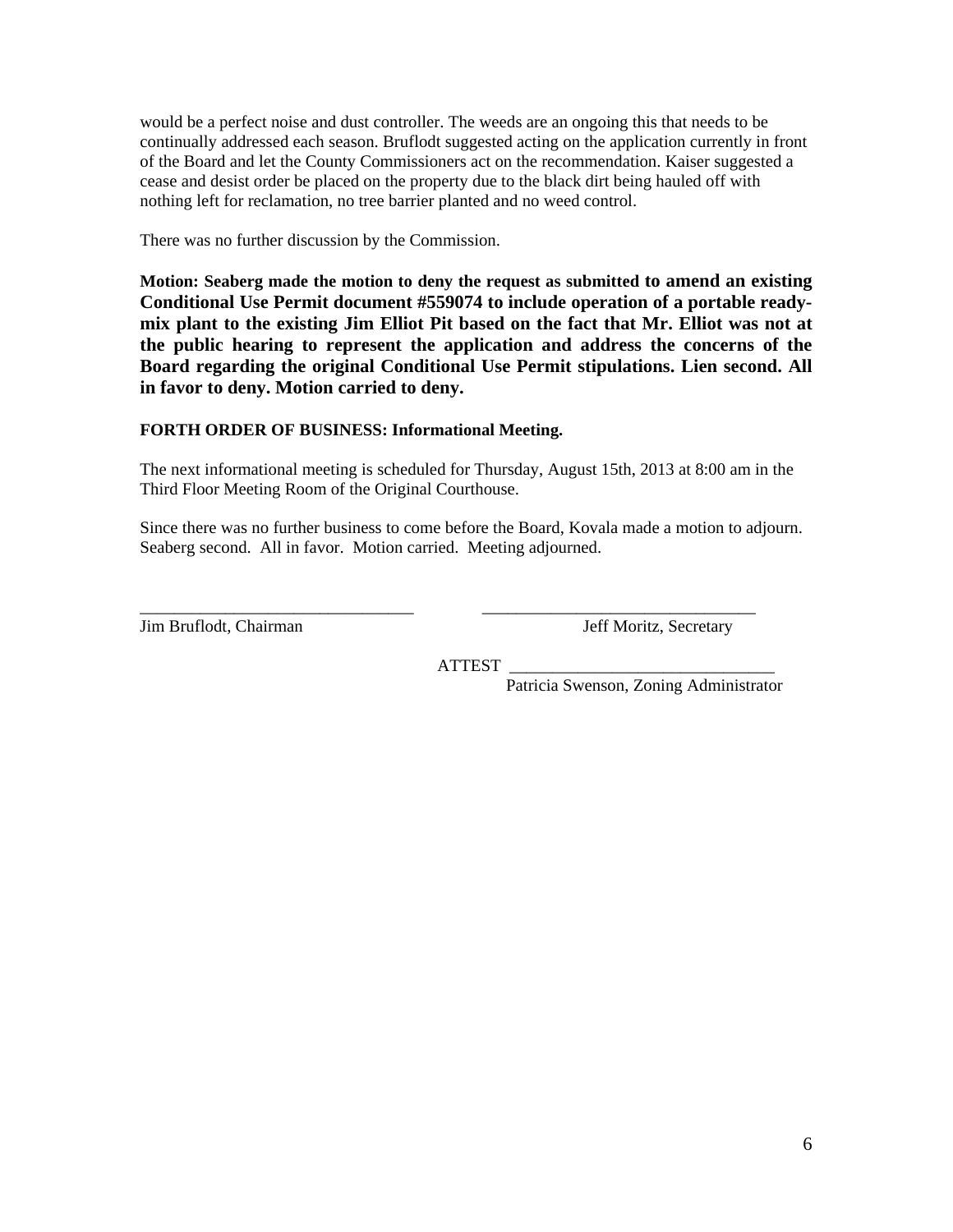would be a perfect noise and dust controller. The weeds are an ongoing this that needs to be continually addressed each season. Bruflodt suggested acting on the application currently in front of the Board and let the County Commissioners act on the recommendation. Kaiser suggested a cease and desist order be placed on the property due to the black dirt being hauled off with nothing left for reclamation, no tree barrier planted and no weed control.

There was no further discussion by the Commission.

**Motion: Seaberg made the motion to deny the request as submitted to amend an existing Conditional Use Permit document #559074 to include operation of a portable ready-mix plant to the existing Jim Elliot Pit based on the fact that Mr. Elliot was not at the public hearing to represent the application and address the concerns of the Board regarding the original Conditional Use Permit stipulations. Lien second. All in favor to deny. Motion carried to deny.**

**FORTH ORDER OF BUSINESS: Informational Meeting.**

The next informational meeting is scheduled for Thursday, August 15th, 2013 at 8:00 am in the Third Floor Meeting Room of the Original Courthouse.

Since there was no further business to come before the Board, Kovala made a motion to adjourn. Seaberg second. All in favor. Motion carried. Meeting adjourned.

_______________________________ &nbsp;&nbsp;&nbsp;&nbsp; _______________________________

Jim Bruflodt, Chairman &nbsp;&nbsp;&nbsp;&nbsp; Jeff Moritz, Secretary

ATTEST _______________________________

Patricia Swenson, Zoning Administrator